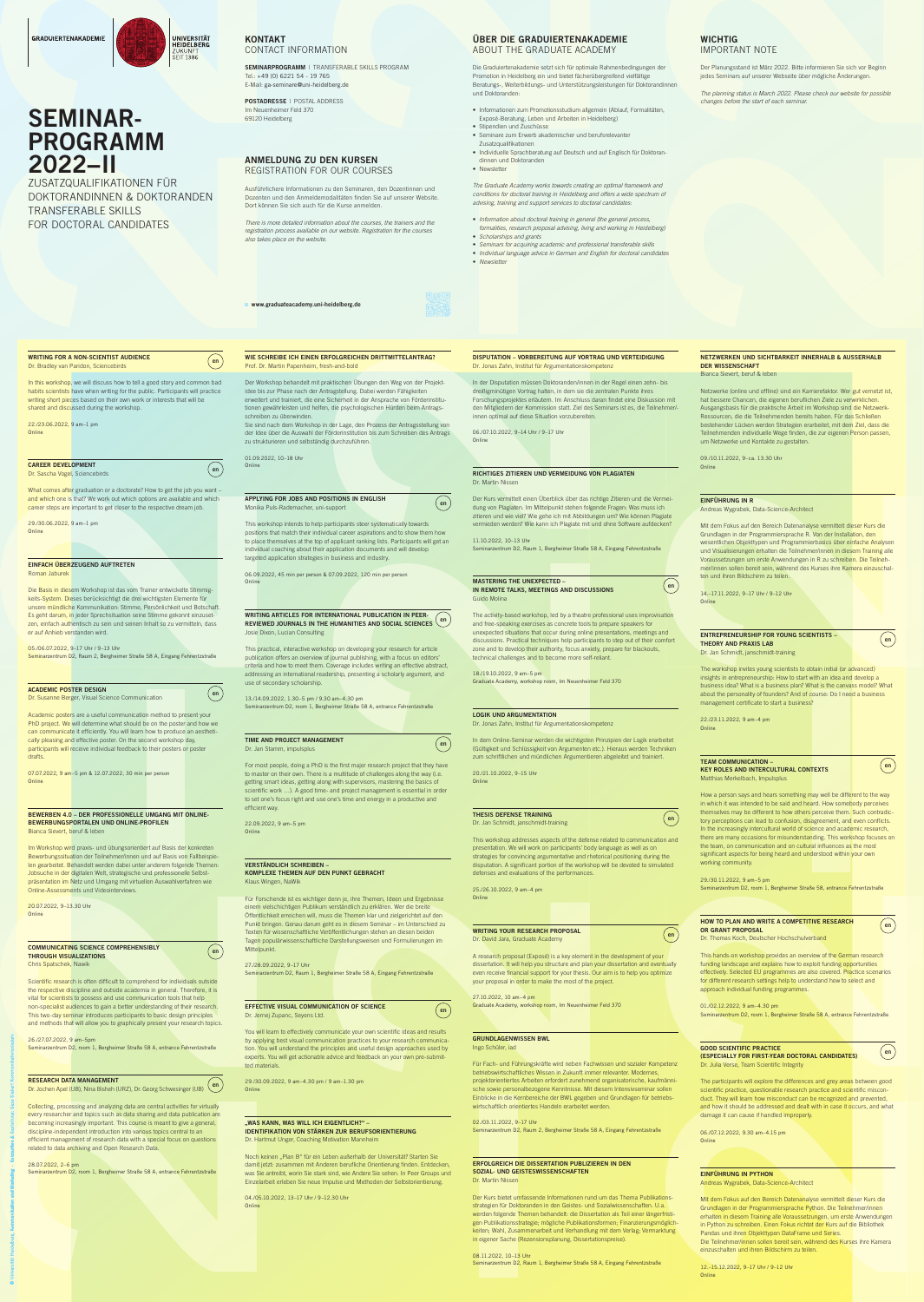GRADUIERTENAKADEMIE

UNIVERSITÄT HEIDELBERG ZUKUNFT SEIT 1386

# SEMINAR-PROGRAMM 2022–II

ZUSATZQUALIFIKATIONEN FÜR DOKTORANDINNEN & DOKTORANDEN
TRANSFERABLE SKILLS FOR DOCTORAL CANDIDATES

## KONTAKT
CONTACT INFORMATION

**SEMINARPROGRAMM** | TRANSFERABLE SKILLS PROGRAM
Tel.: +49 (0) 6221 54 - 19 765
E-Mail: ga-seminare@uni-heidelberg.de

**POSTADRESSE** | POSTAL ADDRESS
Im Neuenheimer Feld 370
69120 Heidelberg

## ANMELDUNG ZU DEN KURSEN
REGISTRATION FOR OUR COURSES

Ausführlichere Informationen zu den Seminaren, den Dozentinnen und Dozenten und den Anmeldemodalitäten finden Sie auf unserer Website. Dort können Sie sich auch für die Kurse anmelden.

*There is more detailed information about the courses, the trainers and the registration process available on our website. Registration for the courses also takes place on the website.*

www.graduateacademy.uni-heidelberg.de

## ÜBER DIE GRADUIERTENAKADEMIE
ABOUT THE GRADUATE ACADEMY

Die Graduiertenakademie setzt sich für optimale Rahmenbedingungen der Promotion in Heidelberg ein und bietet fächerübergreifend vielfältige Beratungs-, Weiterbildungs- und Unterstützungsleistungen für Doktorandinnen und Doktoranden:

- Informationen zum Promotionsstudium allgemein (Ablauf, Formalitäten, Exposé-Beratung, Leben und Arbeiten in Heidelberg)
- Stipendien und Zuschüsse
- Seminare zum Erwerb akademischer und berufsrelevanter Zusatzqualifikationen
- Individuelle Sprachberatung auf Deutsch und auf Englisch für Doktorandinnen und Doktoranden
- Newsletter

*The Graduate Academy works towards creating an optimal framework and conditions for doctoral training in Heidelberg and offers a wide spectrum of advising, training and support services to doctoral candidates:*

- *Information about doctoral training in general (the general process, formalities, research proposal advising, living and working in Heidelberg)*
- *Scholarships and grants*
- *Seminars for acquiring academic and professional transferable skills*
- *Individual language advice in German and English for doctoral candidates*
- *Newsletter*

## WICHTIG
IMPORTANT NOTE

Der Planungsstand ist März 2022. Bitte informieren Sie sich vor Beginn jedes Seminars auf unserer Webseite über mögliche Änderungen.

*The planning status is March 2022. Please check our website for possible changes before the start of each seminar.*

---

### WRITING FOR A NON-SCIENTIST AUDIENCE (en)
Dr. Bradley van Paridon, Sciencebirds

In this workshop, we will discuss how to tell a good story and common bad habits scientists have when writing for the public. Participants will practice writing short pieces based on their own work or interests that will be shared and discussed during the workshop.

22./23.06.2022, 9 am–1 pm
Online

### CAREER DEVELOPMENT (en)
Dr. Sascha Vogel, Sciencebirds

What comes after graduation or a doctorate? How to get the job you want – and which one is that? We work out which options are available and which career steps are important to get closer to the respective dream job.

29./30.06.2022, 9 am–1 pm
Online

### EINFACH ÜBERZEUGEND AUFTRETEN
Roman Jaburek

Die Basis in diesem Workshop ist das vom Trainer entwickelte Stimmigkeits-System. Dieses berücksichtigt die drei wichtigsten Elemente für unsere mündliche Kommunikation: Stimme, Persönlichkeit und Botschaft. Es geht darum, in jeder Sprechsituation seine Stimme gekonnt einzusetzen, einfach authentisch zu sein und seinen Inhalt so zu vermitteln, dass er auf Anhieb verstanden wird.

05./06.07.2022, 9–17 Uhr / 9–13 Uhr
Seminarzentrum D2, Raum 2, Bergheimer Straße 58 A, Eingang Fehrentzstraße

### ACADEMIC POSTER DESIGN (en)
Dr. Susanne Berger, Visual Science Communication

Academic posters are a useful communication method to present your PhD project. We will determine what should be on the poster and how we can communicate it efficiently. You will learn how to produce an aesthetically pleasing and effective poster. On the second workshop day, participants will receive individual feedback to their posters or poster drafts.

07.07.2022, 9 am–5 pm & 12.07.2022, 30 min per person
Online

### BEWERBEN 4.0 – DER PROFESSIONELLE UMGANG MIT ONLINE-BEWERBUNGSPORTALEN UND ONLINE-PROFILEN
Bianca Sievert, beruf & leben

Im Workshop wird praxis- und übungsorientiert auf Basis der konkreten Bewerbungssituation der TeilnehmerInnen und auf Basis von Fallbeispielen gearbeitet. Behandelt werden dabei unter anderem folgende Themen: Jobsuche in der digitalen Welt, strategische und professionelle Selbstpräsentation im Netz und Umgang mit virtuellen Auswahlverfahren wie Online-Assessments und Videointerviews.

20.07.2022, 9–13.30 Uhr
Online

### COMMUNICATING SCIENCE COMPREHENSIBLY THROUGH VISUALIZATIONS (en)
Chris Spatschek, Nawik

Scientific research is often difficult to comprehend for individuals outside the respective discipline and outside academia in general. Therefore, it is vital for scientists to possess and use communication tools that help non-specialist audiences to gain a better understanding of their research. This two-day seminar introduces participants to basic design principles and methods that will allow you to graphically present your research topics.

26./27.07.2022, 9 am–5pm
Seminarzentrum D2, room 1, Bergheimer Straße 58 A, entrance Fehrentzstraße

### RESEARCH DATA MANAGEMENT (en)
Dr. Jochen Apel (UB), Nina Bisheh (URZ), Dr. Georg Schwesinger (UB)

Collecting, processing and analyzing data are central activities for virtually every researcher and topics such as data sharing and data publication are becoming increasingly important. This course is meant to give a general, discipline-independent introduction into various topics central to an efficient management of research data with a special focus on questions related to data archiving and Open Research Data.

28.07.2022, 2–6 pm
Seminarzentrum D2, room 1, Bergheimer Straße 58 A, entrance Fehrentzstraße

### WIE SCHREIBE ICH EINEN ERFOLGREICHEN DRITTMITTELANTRAG?
Prof. Dr. Martin Papenheim, fresh-and-bold

Der Workshop behandelt mit praktischen Übungen den Weg von der Projektidee bis zur Phase nach der Antragstellung. Dabei werden Fähigkeiten erweitert und trainiert, die eine Sicherheit in der Ansprache von Förderinstitutionen gewährleisten und helfen, die psychologischen Hürden beim Antragsschreiben zu überwinden.
Sie sind nach dem Workshop in der Lage, den Prozess der Antragsstellung von der Idee über die Auswahl der Förderinstitution bis zum Schreiben des Antrags zu strukturieren und selbständig durchzuführen.

01.09.2022, 10–18 Uhr
Online

### APPLYING FOR JOBS AND POSITIONS IN ENGLISH (en)
Monika Puls-Rademacher, uni-support

This workshop intends to help participants steer systematically towards positions that match their individual career aspirations and to show them how to place themselves at the top of applicant ranking lists. Participants will get an individual coaching about their application documents and will develop targeted application strategies in business and industry.

06.09.2022, 45 min per person & 07.09.2022, 120 min per person
Online

### WRITING ARTICLES FOR INTERNATIONAL PUBLICATION IN PEER-REVIEWED JOURNALS IN THE HUMANITIES AND SOCIAL SCIENCES (en)
Josie Dixon, Lucian Consulting

This practical, interactive workshop on developing your research for article publication offers an overview of journal publishing, with a focus on editors' criteria and how to meet them. Coverage includes writing an effective abstract, addressing an international readership, presenting a scholarly argument, and use of secondary scholarship.

13./14.09.2022, 1.30–5 pm / 9.30 am–4.30 pm
Seminarzentrum D2, room 1, Bergheimer Straße 58 A, entrance Fehrentzstraße

### TIME AND PROJECT MANAGEMENT (en)
Dr. Jan Stamm, impulsplus

For most people, doing a PhD is the first major research project that they have to master on their own. There is a multitude of challenges along the way (e.g. getting smart ideas, getting along with supervisors, mastering the basics of scientific work ...). A good time- and project management is essential in order to set one's focus right and use one's time and energy in a productive and efficient way.

22.09.2022, 9 am–5 pm
Online

### VERSTÄNDLICH SCHREIBEN – KOMPLEXE THEMEN AUF DEN PUNKT GEBRACHT
Klaus Wingen, NaWik

Für Forschende ist es wichtiger denn je, ihre Themen, Ideen und Ergebnisse einem vielschichtigen Publikum verständlich zu erklären. Wer die breite Öffentlichkeit erreichen will, muss die Themen klar und zielgerichtet auf den Punkt bringen. Genau darum geht es in diesem Seminar – im Unterschied zu Texten für wissenschaftliche Veröffentlichungen stehen an diesen beiden Tagen populärwissenschaftliche Darstellungsweisen und Formulierungen im Mittelpunkt.

27./28.09.2022, 9–17 Uhr
Seminarzentrum D2, Raum 1, Bergheimer Straße 58 A, Eingang Fehrentzstraße

### EFFECTIVE VISUAL COMMUNICATION OF SCIENCE (en)
Dr. Jernej Zupanc, Seyens Ltd.

You will learn to effectively communicate your own scientific ideas and results by applying best visual communication practices to your research communication. You will understand the principles and useful design approaches used by experts. You will get actionable advice and feedback on your own pre-submitted materials.

29./30.09.2022, 9 am–4.30 pm / 9 am–1.30 pm
Online

### „WAS KANN, WAS WILL ICH EIGENTLICH?" – IDENTIFIKATION VON STÄRKEN ZUR BERUFSORIENTIERUNG
Dr. Hartmut Unger, Coaching Motivation Mannheim

Noch keinen „Plan B" für ein Leben außerhalb der Universität? Starten Sie damit jetzt zusammen mit Anderen berufliche Orientierung finden. Entdecken, was Sie antreibt, worin Sie stark sind, wie Andere Sie sehen. In Peer Groups und Einzelarbeit erleben Sie neue Impulse und Methoden der Selbstorientierung.

04./05.10.2022, 13–17 Uhr / 9–12.30 Uhr
Online

### DISPUTATION – VORBEREITUNG AUF VORTRAG UND VERTEIDIGUNG
Dr. Jonas Zahn, Institut für Argumentationskompetenz

In der Disputation müssen Doktoranden/innen in der Regel einen zehn- bis dreißigminütigen Vortrag halten, in dem sie die zentralen Punkte ihres Forschungsprojektes erläutern. Im Anschluss daran findet eine Diskussion mit den Mitgliedern der Kommission statt. Ziel des Seminars ist es, die Teilnehmer/innen optimal auf diese Situation vorzubereiten.

06./07.10.2022, 9–14 Uhr / 9–17 Uhr
Online

### RICHTIGES ZITIEREN UND VERMEIDUNG VON PLAGIATEN
Dr. Martin Nissen

Der Kurs vermittelt einen Überblick über das richtige Zitieren und die Vermeidung von Plagiaten. Im Mittelpunkt stehen folgende Fragen: Was muss ich zitieren und wie viel? Wie gehe ich mit Abbildungen um? Wie können Plagiate vermieden werden? Wie kann ich Plagiate mit und ohne Software aufdecken?

11.10.2022, 10–13 Uhr
Seminarzentrum D2, Raum 1, Bergheimer Straße 58 A, Eingang Fehrentzstraße

### MASTERING THE UNEXPECTED – IN REMOTE TALKS, MEETINGS AND DISCUSSIONS (en)
Guido Molina

The activity-based workshop, led by a theatre professional uses improvisation and free-speaking exercises as concrete tools to prepare speakers for unexpected situations that occur during online presentations, meetings and discussions. Practical techniques help participants to step out of their comfort zone and to develop their authority, focus anxiety, prepare for blackouts, technical challenges and to become more self-reliant.

18./19.10.2022, 9 am–5 pm
Graduate Academy, workshop room, Im Neuenheimer Feld 370

### LOGIK UND ARGUMENTATION
Dr. Jonas Zahn, Institut für Argumentationskompetenz

In dem Online-Seminar werden die wichtigsten Prinzipien der Logik erarbeitet (Gültigkeit und Schlüssigkeit von Argumenten etc.). Hieraus werden Techniken zum schriftlichen und mündlichen Argumentieren abgeleitet und trainiert.

20./21.10.2022, 9–15 Uhr
Online

### THESIS DEFENSE TRAINING (en)
Dr. Jan Schmidt, janschmidt-training

This workshop addresses aspects of the defense related to communication and presentation. We will work on participants' body language as well as on strategies for convincing argumentative and rhetorical positioning during the disputation. A significant portion of the workshop will be devoted to simulated defenses and evaluations of the performances.

25./26.10.2022, 9 am–4 pm
Online

### WRITING YOUR RESEARCH PROPOSAL (en)
Dr. David Jara, Graduate Academy

A research proposal (Exposé) is a key element in the development of your dissertation. It will help you structure and plan your dissertation and eventually even receive financial support for your thesis. Our aim is to help you optimize your proposal in order to make the most of the project.

27.10.2022, 10 am–4 pm
Graduate Academy, workshop room, Im Neuenheimer Feld 370

### GRUNDLAGENWISSEN BWL
Ingo Schüler, iad

Für Fach- und Führungskräfte wird neben Fachwissen und sozialer Kompetenz betriebswirtschaftliches Wissen in Zukunft immer relevanter. Modernes, projektorientiertes Arbeiten erfordert zunehmend organisatorische, kaufmännische sowie personalbezogene Kenntnisse. Mit diesem Intensivseminar sollen Einblicke in die Kernbereiche der BWL gegeben und Grundlagen für betriebswirtschaftlich orientiertes Handeln erarbeitet werden.

02./03.11.2022, 9–17 Uhr
Seminarzentrum D2, Raum 2, Bergheimer Straße 58 A, Eingang Fehrentzstraße

### ERFOLGREICH DIE DISSERTATION PUBLIZIEREN IN DEN SOZIAL- UND GEISTESWISSENSCHAFTEN
Dr. Martin Nissen

Der Kurs bietet umfassende Informationen rund um das Thema Publikationsstrategien für Doktoranden in den Geistes- und Sozialwissenschaften. U.a. werden folgende Themen behandelt: die Dissertation als Teil einer längerfristigen Publikationsstrategie; mögliche Publikationsformen; Finanzierungsmöglichkeiten; Wahl, Zusammenarbeit und Verhandlung mit dem Verlag; Vermarktung in eigener Sache (Rezensionsplanung, Dissertationspreise).

08.11.2022, 10–13 Uhr
Seminarzentrum D2, Raum 1, Bergheimer Straße 58 A, Eingang Fehrentzstraße

### NETZWERKEN UND SICHTBARKEIT INNERHALB & AUSSERHALB DER WISSENSCHAFT
Bianca Sievert, beruf & leben

Netzwerke (online und offline) sind ein Karrierefaktor. Wer gut vernetzt ist, hat bessere Chancen, die eigenen beruflichen Ziele zu verwirklichen. Ausgangsbasis für die praktische Arbeit im Workshop sind die Netzwerk-Ressourcen, die die Teilnehmenden bereits haben. Für das Schließen bestehender Lücken werden Strategien erarbeitet, mit dem Ziel, dass die Teilnehmenden individuelle Wege finden, die zur eigenen Person passen, um Netzwerke und Kontakte zu gestalten.

09./10.11.2022, 9–ca. 13.30 Uhr
Online

### EINFÜHRUNG IN R
Andreas Wygrabek, Data-Science-Architect

Mit dem Fokus auf den Bereich Datenanalyse vermittelt dieser Kurs die Grundlagen in der Programmiersprache R. Von der Installation, den wesentlichen Objekttypen und Programmierbasics über einfache Analysen und Visualisierungen erhalten die Teilnehmer/innen in diesem Training alle Voraussetzungen um erste Anwendungen in R zu schreiben. Die Teilnehmer/innen sollen bereit sein, während des Kurses ihre Kamera einzuschalten und ihren Bildschirm zu teilen.

14.–17.11.2022, 9–17 Uhr / 9–12 Uhr
Online

### ENTREPRENEURSHIP FOR YOUNG SCIENTISTS – THEORY AND PRAXIS LAB (en)
Dr. Jan Schmidt, janschmidt-training

The workshop invites young scientists to obtain initial (or advanced) insights in entrepreneurship: How to start with an idea and develop a business idea? What is a business plan? What is the canvas model? What about the personality of founders? And of course: Do I need a business management certificate to start a business?

22./23.11.2022, 9 am–4 pm
Online

### TEAM COMMUNICATION – KEY ROLES AND INTERCULTURAL CONTEXTS (en)
Matthias Merkelbach, Impulsplus

How a person says and hears something may well be different to the way in which it was intended to be said and heard. How somebody perceives themselves may be different to how others perceive them. Such contradictory perceptions can lead to confusion, disagreement, and even conflicts. In the increasingly intercultural world of science and academic research, there are many occasions for misunderstanding. This workshop focuses on the team, on communication and on cultural influences as the most significant aspects for being heard and understood within your own working community.

29./30.11.2022, 9 am–5 pm
Seminarzentrum D2, room 1, Bergheimer Straße 58, entrance Fehrentzstraße

### HOW TO PLAN AND WRITE A COMPETITIVE RESEARCH OR GRANT PROPOSAL (en)
Dr. Thomas Koch, Deutscher Hochschulverband

This hands-on workshop provides an overview of the German research funding landscape and explains how to exploit funding opportunities effectively. Selected EU programmes are also covered. Practice scenarios for different research settings help to understand how to select and approach individual funding programmes.

01./02.12.2022, 9 am–4.30 pm
Seminarzentrum D2, room 1, Bergheimer Straße 58 A, entrance Fehrentzstraße

### GOOD SCIENTIFIC PRACTICE (ESPECIALLY FOR FIRST-YEAR DOCTORAL CANDIDATES) (en)
Dr. Julia Verse, Team Scientific Integrity

The participants will explore the differences and grey areas between good scientific practice, questionable research practice and scientific misconduct. They will learn how misconduct can be recognized and prevented, and how it should be addressed and dealt with in case it occurs, and what damage it can cause if handled improperly.

06./07.12.2022, 9.30 am–4.15 pm
Online

### EINFÜHRUNG IN PYTHON
Andreas Wygrabek, Data-Science-Architect

Mit dem Fokus auf den Bereich Datenanalyse vermittelt dieser Kurs die Grundlagen in der Programmiersprache Python. Die Teilnehmer/innen erhalten in diesem Training alle Voraussetzungen, um erste Anwendungen in Python zu schreiben. Einen Fokus richtet der Kurs auf die Bibliothek Pandas und ihren Objekttypen DataFrame und Series.
Die Teilnehmer/innen sollen bereit sein, während des Kurses ihre Kamera einzuschalten und ihren Bildschirm zu teilen.

12.–15.12.2022, 9–17 Uhr / 9–12 Uhr
Online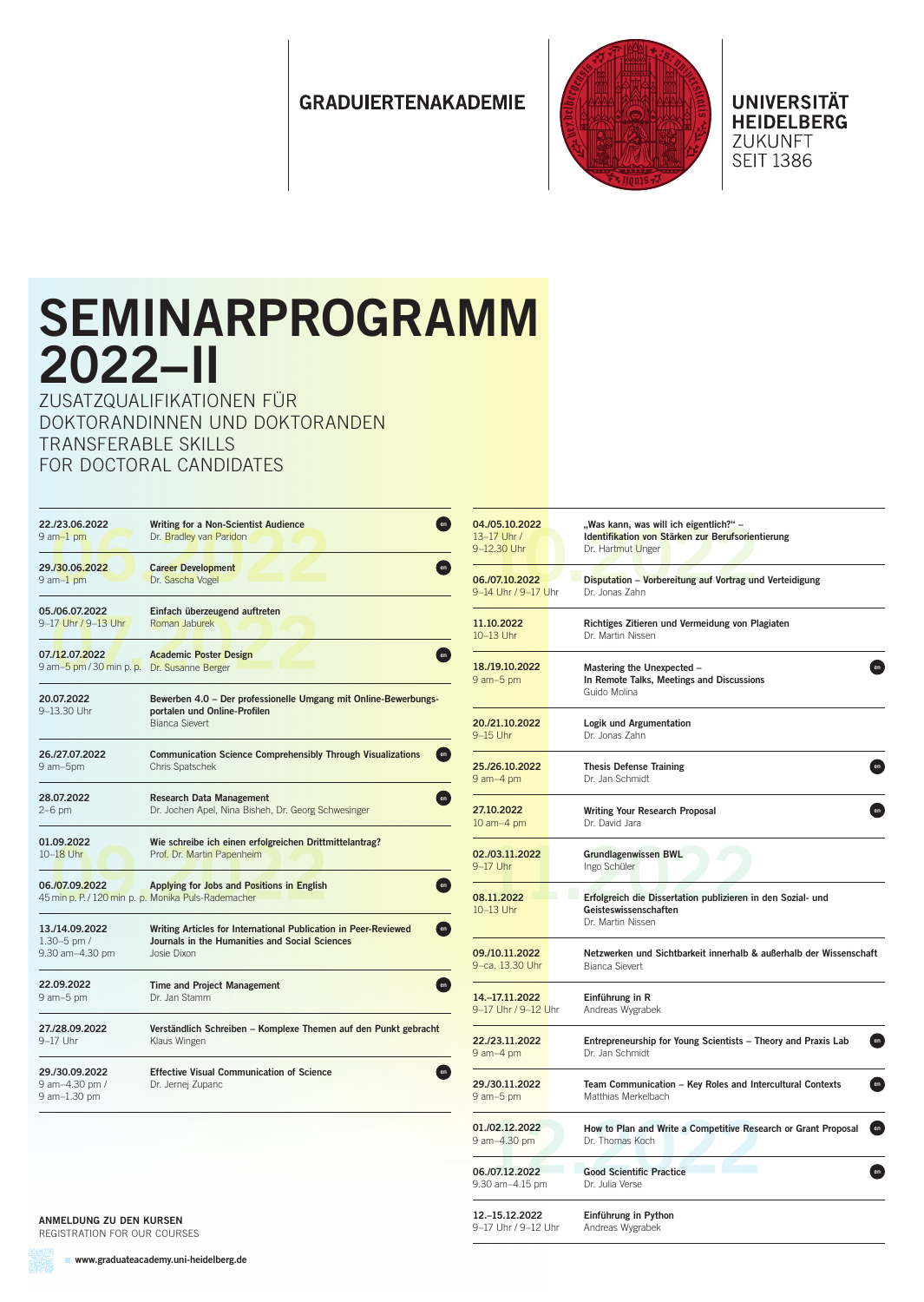GRADUIERTENAKADEMIE

UNIVERSITÄT HEIDELBERG
ZUKUNFT
SEIT 1386

# SEMINARPROGRAMM 2022–II

ZUSATZQUALIFIKATIONEN FÜR DOKTORANDINNEN UND DOKTORANDEN
TRANSFERABLE SKILLS FOR DOCTORAL CANDIDATES

| | | |
|---|---|---|
| 22./23.06.2022<br>9 am–1 pm | **Writing for a Non-Scientist Audience**<br>Dr. Bradley van Paridon | en |
| 29./30.06.2022<br>9 am–1 pm | **Career Development**<br>Dr. Sascha Vogel | en |
| 05./06.07.2022<br>9–17 Uhr / 9–13 Uhr | **Einfach überzeugend auftreten**<br>Roman Jaburek | |
| 07./12.07.2022<br>9 am–5 pm / 30 min p. p. | **Academic Poster Design**<br>Dr. Susanne Berger | en |
| 20.07.2022<br>9–13.30 Uhr | **Bewerben 4.0 – Der professionelle Umgang mit Online-Bewerbungs­portalen und Online-Profilen**<br>Bianca Sievert | |
| 26./27.07.2022<br>9 am–5pm | **Communication Science Comprehensibly Through Visualizations**<br>Chris Spatschek | en |
| 28.07.2022<br>2–6 pm | **Research Data Management**<br>Dr. Jochen Apel, Nina Bisheh, Dr. Georg Schwesinger | en |
| 01.09.2022<br>10–18 Uhr | **Wie schreibe ich einen erfolgreichen Drittmittelantrag?**<br>Prof. Dr. Martin Papenheim | |
| 06./07.09.2022<br>45 min p. P. / 120 min p. p. | **Applying for Jobs and Positions in English**<br>Monika Puls-Rademacher | en |
| 13./14.09.2022<br>1.30–5 pm /<br>9.30 am–4.30 pm | **Writing Articles for International Publication in Peer-Reviewed Journals in the Humanities and Social Sciences**<br>Josie Dixon | en |
| 22.09.2022<br>9 am–5 pm | **Time and Project Management**<br>Dr. Jan Stamm | en |
| 27./28.09.2022<br>9–17 Uhr | **Verständlich Schreiben – Komplexe Themen auf den Punkt gebracht**<br>Klaus Wingen | |
| 29./30.09.2022<br>9 am–4.30 pm /<br>9 am–1.30 pm | **Effective Visual Communication of Science**<br>Dr. Jernej Zupanc | en |
| 04./05.10.2022<br>13–17 Uhr /<br>9–12.30 Uhr | **„Was kann, was will ich eigentlich?“ – Identifikation von Stärken zur Berufsorientierung**<br>Dr. Hartmut Unger | |
| 06./07.10.2022<br>9–14 Uhr / 9–17 Uhr | **Disputation – Vorbereitung auf Vortrag und Verteidigung**<br>Dr. Jonas Zahn | |
| 11.10.2022<br>10–13 Uhr | **Richtiges Zitieren und Vermeidung von Plagiaten**<br>Dr. Martin Nissen | |
| 18./19.10.2022<br>9 am–5 pm | **Mastering the Unexpected – In Remote Talks, Meetings and Discussions**<br>Guido Molina | en |
| 20./21.10.2022<br>9–15 Uhr | **Logik und Argumentation**<br>Dr. Jonas Zahn | |
| 25./26.10.2022<br>9 am–4 pm | **Thesis Defense Training**<br>Dr. Jan Schmidt | en |
| 27.10.2022<br>10 am–4 pm | **Writing Your Research Proposal**<br>Dr. David Jara | en |
| 02./03.11.2022<br>9–17 Uhr | **Grundlagenwissen BWL**<br>Ingo Schüler | |
| 08.11.2022<br>10–13 Uhr | **Erfolgreich die Dissertation publizieren in den Sozial- und Geisteswissenschaften**<br>Dr. Martin Nissen | |
| 09./10.11.2022<br>9–ca. 13.30 Uhr | **Netzwerken und Sichtbarkeit innerhalb & außerhalb der Wissenschaft**<br>Bianca Sievert | |
| 14.–17.11.2022<br>9–17 Uhr / 9–12 Uhr | **Einführung in R**<br>Andreas Wygrabek | |
| 22./23.11.2022<br>9 am–4 pm | **Entrepreneurship for Young Scientists – Theory and Praxis Lab**<br>Dr. Jan Schmidt | en |
| 29./30.11.2022<br>9 am–5 pm | **Team Communication – Key Roles and Intercultural Contexts**<br>Matthias Merkelbach | en |
| 01./02.12.2022<br>9 am–4.30 pm | **How to Plan and Write a Competitive Research or Grant Proposal**<br>Dr. Thomas Koch | en |
| 06./07.12.2022<br>9.30 am–4.15 pm | **Good Scientific Practice**<br>Dr. Julia Verse | en |
| 12.–15.12.2022<br>9–17 Uhr / 9–12 Uhr | **Einführung in Python**<br>Andreas Wygrabek | |

**ANMELDUNG ZU DEN KURSEN**
REGISTRATION FOR OUR COURSES

**www.graduateacademy.uni-heidelberg.de**